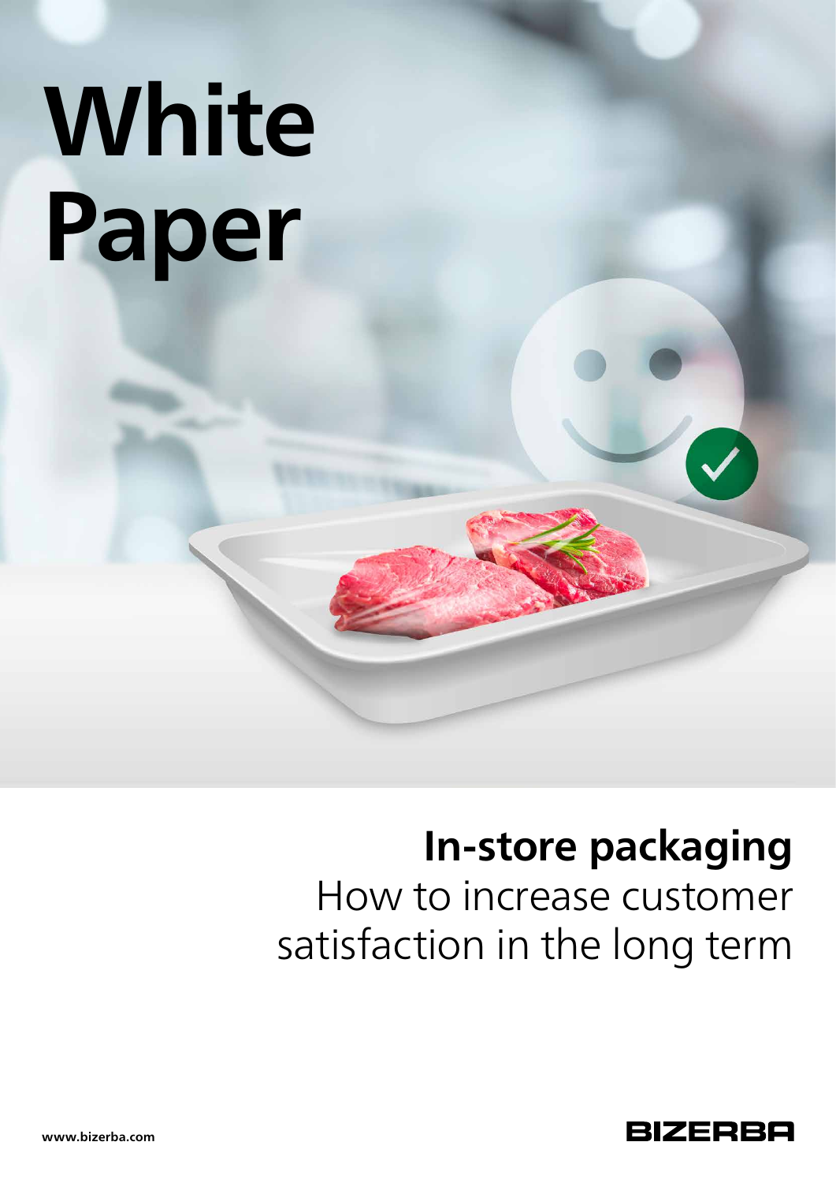# White Paper

## In-store packaging

How to increase customer satisfaction in the long term

www.bizerba.com

BIZERBA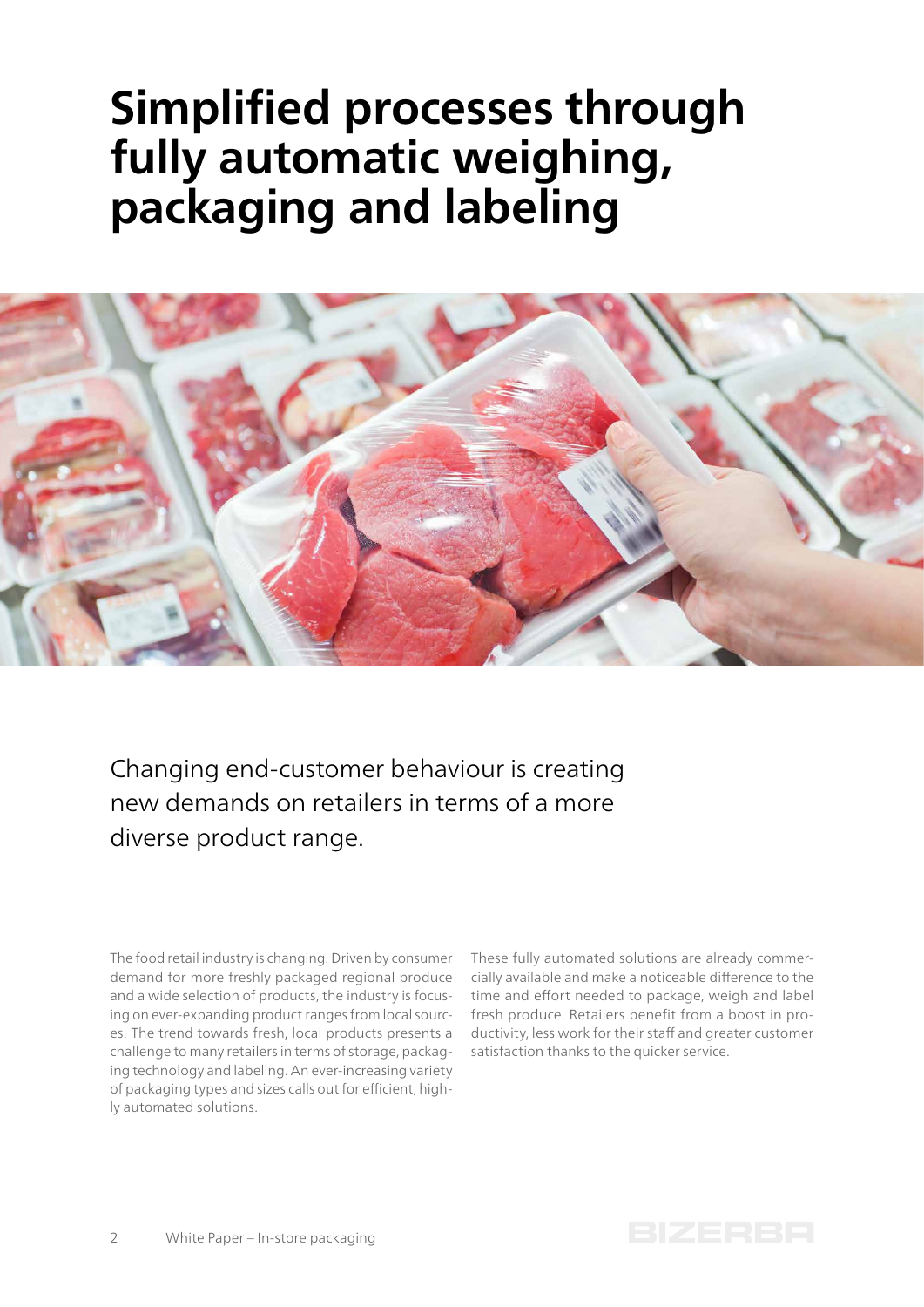# Simplified processes through fully automatic weighing, packaging and labeling

Changing end-customer behaviour is creating new demands on retailers in terms of a more diverse product range.

The food retail industry is changing. Driven by consumer demand for more freshly packaged regional produce and a wide selection of products, the industry is focusing on ever-expanding product ranges from local sources. The trend towards fresh, local products presents a challenge to many retailers in terms of storage, packaging technology and labeling. An ever-increasing variety of packaging types and sizes calls out for efficient, highly automated solutions.

These fully automated solutions are already commercially available and make a noticeable difference to the time and effort needed to package, weigh and label fresh produce. Retailers benefit from a boost in productivity, less work for their staff and greater customer satisfaction thanks to the quicker service.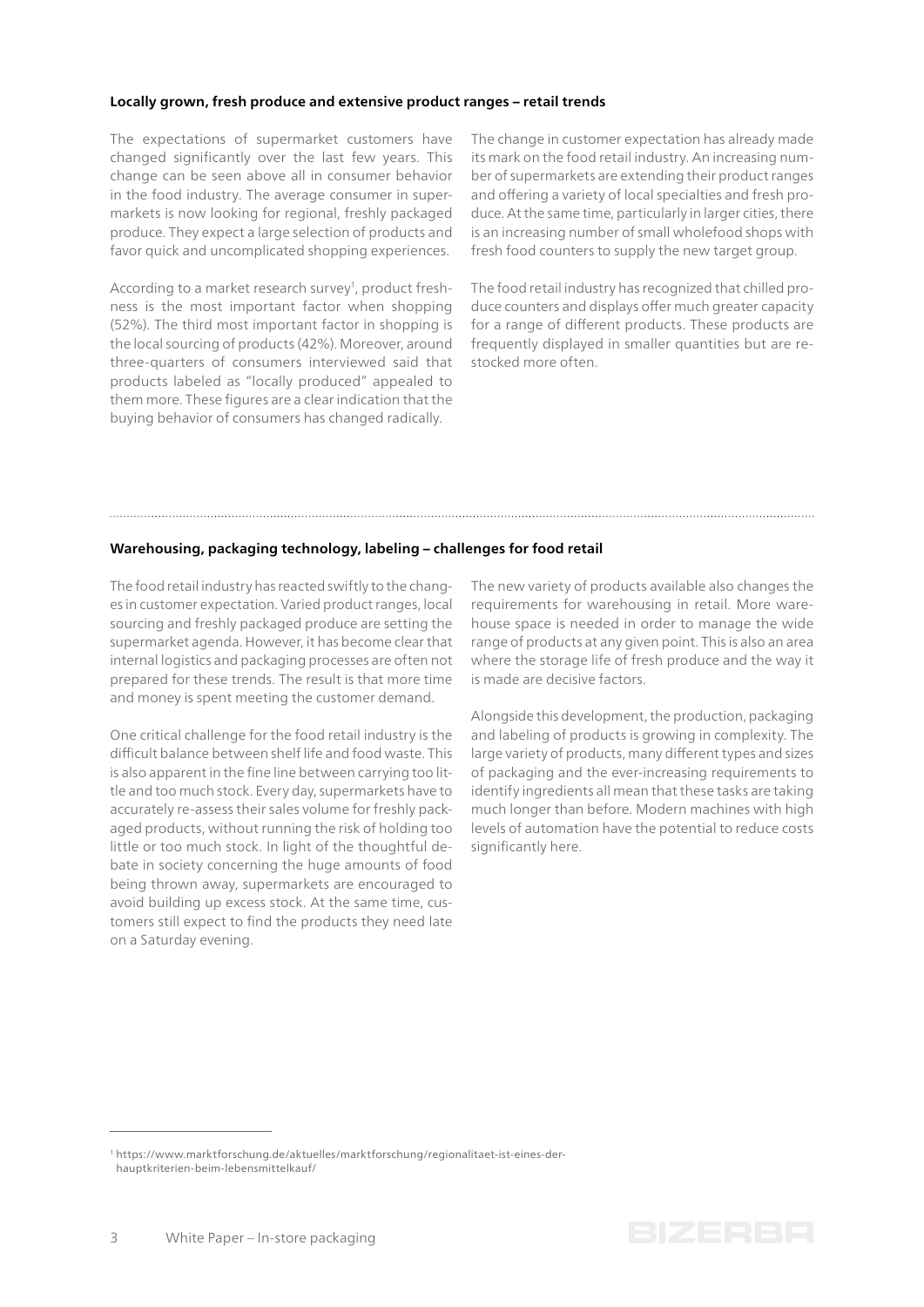**Locally grown, fresh produce and extensive product ranges – retail trends**

The expectations of supermarket customers have changed significantly over the last few years. This change can be seen above all in consumer behavior in the food industry. The average consumer in supermarkets is now looking for regional, freshly packaged produce. They expect a large selection of products and favor quick and uncomplicated shopping experiences.

According to a market research survey[1], product freshness is the most important factor when shopping (52%). The third most important factor in shopping is the local sourcing of products (42%). Moreover, around three-quarters of consumers interviewed said that products labeled as "locally produced" appealed to them more. These figures are a clear indication that the buying behavior of consumers has changed radically.

The change in customer expectation has already made its mark on the food retail industry. An increasing number of supermarkets are extending their product ranges and offering a variety of local specialties and fresh produce. At the same time, particularly in larger cities, there is an increasing number of small wholefood shops with fresh food counters to supply the new target group.

The food retail industry has recognized that chilled produce counters and displays offer much greater capacity for a range of different products. These products are frequently displayed in smaller quantities but are restocked more often.

**Warehousing, packaging technology, labeling – challenges for food retail**

The food retail industry has reacted swiftly to the changes in customer expectation. Varied product ranges, local sourcing and freshly packaged produce are setting the supermarket agenda. However, it has become clear that internal logistics and packaging processes are often not prepared for these trends. The result is that more time and money is spent meeting the customer demand.

One critical challenge for the food retail industry is the difficult balance between shelf life and food waste. This is also apparent in the fine line between carrying too little and too much stock. Every day, supermarkets have to accurately re-assess their sales volume for freshly packaged products, without running the risk of holding too little or too much stock. In light of the thoughtful debate in society concerning the huge amounts of food being thrown away, supermarkets are encouraged to avoid building up excess stock. At the same time, customers still expect to find the products they need late on a Saturday evening.

The new variety of products available also changes the requirements for warehousing in retail. More warehouse space is needed in order to manage the wide range of products at any given point. This is also an area where the storage life of fresh produce and the way it is made are decisive factors.

Alongside this development, the production, packaging and labeling of products is growing in complexity. The large variety of products, many different types and sizes of packaging and the ever-increasing requirements to identify ingredients all mean that these tasks are taking much longer than before. Modern machines with high levels of automation have the potential to reduce costs significantly here.

[1] https://www.marktforschung.de/aktuelles/marktforschung/regionalitaet-ist-eines-der-hauptkriterien-beim-lebensmittelkauf/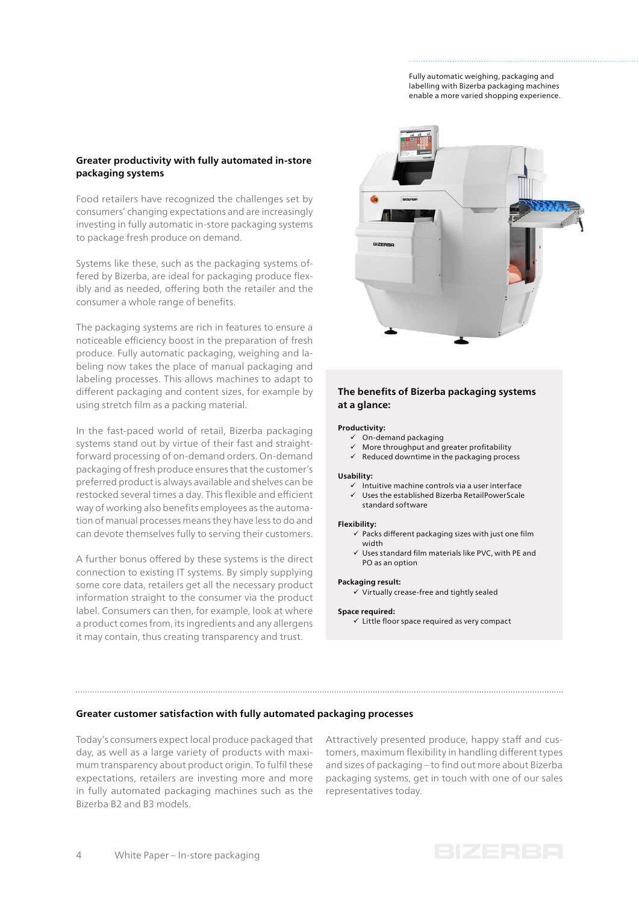Fully automatic weighing, packaging and labelling with Bizerba packaging machines enable a more varied shopping experience.

## Greater productivity with fully automated in-store packaging systems

Food retailers have recognized the challenges set by consumers' changing expectations and are increasingly investing in fully automatic in-store packaging systems to package fresh produce on demand.

Systems like these, such as the packaging systems offered by Bizerba, are ideal for packaging produce flexibly and as needed, offering both the retailer and the consumer a whole range of benefits.

The packaging systems are rich in features to ensure a noticeable efficiency boost in the preparation of fresh produce. Fully automatic packaging, weighing and labeling now takes the place of manual packaging and labeling processes. This allows machines to adapt to different packaging and content sizes, for example by using stretch film as a packing material.

In the fast-paced world of retail, Bizerba packaging systems stand out by virtue of their fast and straightforward processing of on-demand orders. On-demand packaging of fresh produce ensures that the customer's preferred product is always available and shelves can be restocked several times a day. This flexible and efficient way of working also benefits employees as the automation of manual processes means they have less to do and can devote themselves fully to serving their customers.

A further bonus offered by these systems is the direct connection to existing IT systems. By simply supplying some core data, retailers get all the necessary product information straight to the consumer via the product label. Consumers can then, for example, look at where a product comes from, its ingredients and any allergens it may contain, thus creating transparency and trust.

### The benefits of Bizerba packaging systems at a glance:

**Productivity:**
- ✓ On-demand packaging
- ✓ More throughput and greater profitability
- ✓ Reduced downtime in the packaging process

**Usability:**
- ✓ Intuitive machine controls via a user interface
- ✓ Uses the established Bizerba RetailPowerScale standard software

**Flexibility:**
- ✓ Packs different packaging sizes with just one film width
- ✓ Uses standard film materials like PVC, with PE and PO as an option

**Packaging result:**
- ✓ Virtually crease-free and tightly sealed

**Space required:**
- ✓ Little floor space required as very compact

## Greater customer satisfaction with fully automated packaging processes

Today's consumers expect local produce packaged that day, as well as a large variety of products with maximum transparency about product origin. To fulfil these expectations, retailers are investing more and more in fully automated packaging machines such as the Bizerba B2 and B3 models.

Attractively presented produce, happy staff and customers, maximum flexibility in handling different types and sizes of packaging – to find out more about Bizerba packaging systems, get in touch with one of our sales representatives today.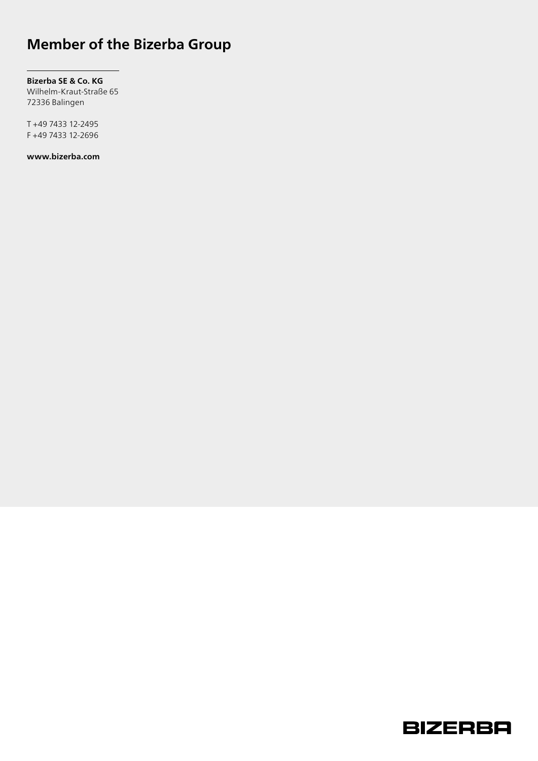## Member of the Bizerba Group

**Bizerba SE & Co. KG**
Wilhelm-Kraut-Straße 65
72336 Balingen

T +49 7433 12-2495
F +49 7433 12-2696

**www.bizerba.com**

BIZERBA